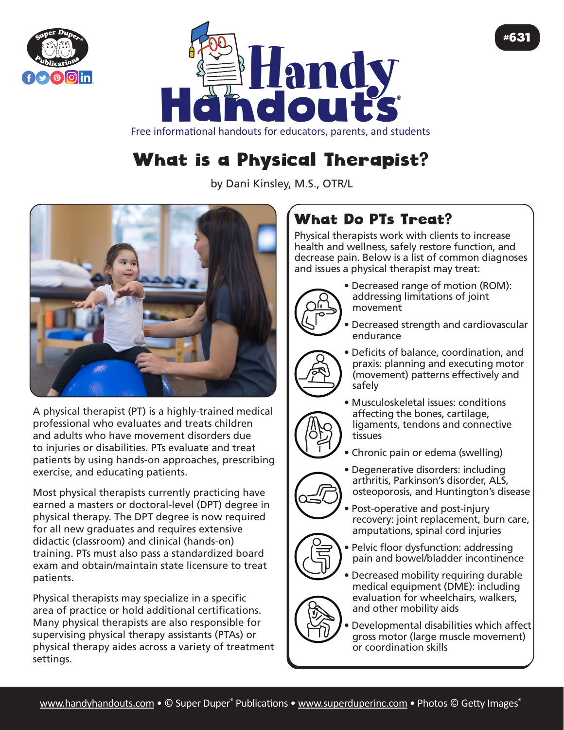# What is a Physical Therapist?

by Dani Kinsley, M.S., OTR/L

A physical therapist (PT) is a highly-trained medical professional who evaluates and treats children and adults who have movement disorders due to injuries or disabilities. PTs evaluate and treat patients by using hands-on approaches, prescribing exercise, and educating patients.

Most physical therapists currently practicing have earned a masters or doctoral-level (DPT) degree in physical therapy. The DPT degree is now required for all new graduates and requires extensive didactic (classroom) and clinical (hands-on) training. PTs must also pass a standardized board exam and obtain/maintain state licensure to treat patients.

Physical therapists may specialize in a specific area of practice or hold additional certifications. Many physical therapists are also responsible for supervising physical therapy assistants (PTAs) or physical therapy aides across a variety of treatment settings.

## What Do PTs Treat?

Physical therapists work with clients to increase health and wellness, safely restore function, and decrease pain. Below is a list of common diagnoses and issues a physical therapist may treat:

- Decreased range of motion (ROM): addressing limitations of joint movement
- Decreased strength and cardiovascular endurance
- Deficits of balance, coordination, and praxis: planning and executing motor (movement) patterns effectively and safely
- Musculoskeletal issues: conditions affecting the bones, cartilage, ligaments, tendons and connective tissues
- Chronic pain or edema (swelling)
- Degenerative disorders: including arthritis, Parkinson's disorder, ALS, osteoporosis, and Huntington's disease
- Post-operative and post-injury recovery: joint replacement, burn care, amputations, spinal cord injuries
- Pelvic floor dysfunction: addressing pain and bowel/bladder incontinence
- Decreased mobility requiring durable medical equipment (DME): including evaluation for wheelchairs, walkers, and other mobility aids
- Developmental disabilities which affect gross motor (large muscle movement) or coordination skills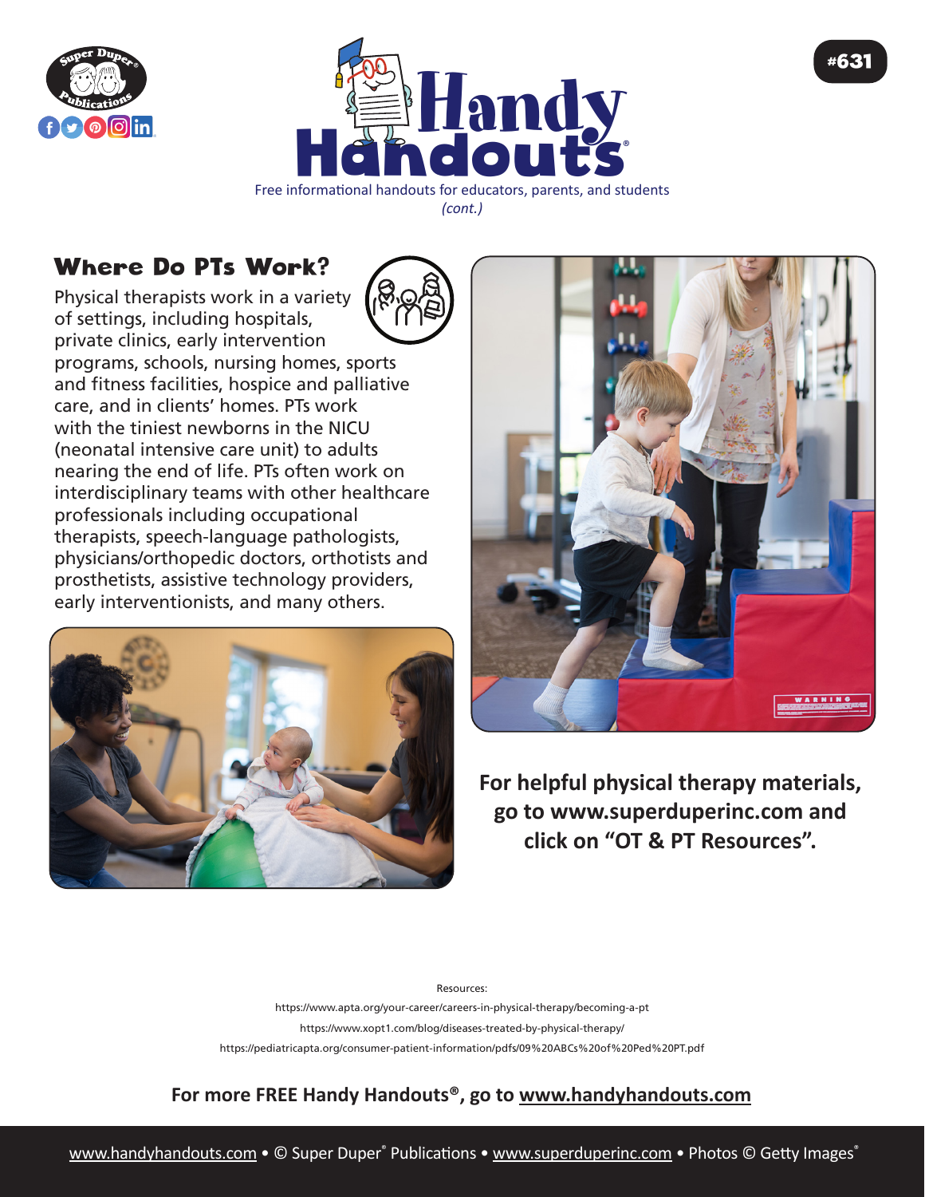*(cont.)*

## Where Do PTs Work?

Physical therapists work in a variety of settings, including hospitals, private clinics, early intervention programs, schools, nursing homes, sports and fitness facilities, hospice and palliative care, and in clients' homes. PTs work with the tiniest newborns in the NICU (neonatal intensive care unit) to adults nearing the end of life. PTs often work on interdisciplinary teams with other healthcare professionals including occupational therapists, speech-language pathologists, physicians/orthopedic doctors, orthotists and prosthetists, assistive technology providers, early interventionists, and many others.

**For helpful physical therapy materials, go to www.superduperinc.com and click on "OT & PT Resources".**

Resources:

https://www.apta.org/your-career/careers-in-physical-therapy/becoming-a-pt

https://www.xopt1.com/blog/diseases-treated-by-physical-therapy/

https://pediatricapta.org/consumer-patient-information/pdfs/09%20ABCs%20of%20Ped%20PT.pdf

**For more FREE Handy Handouts®, go to www.handyhandouts.com**